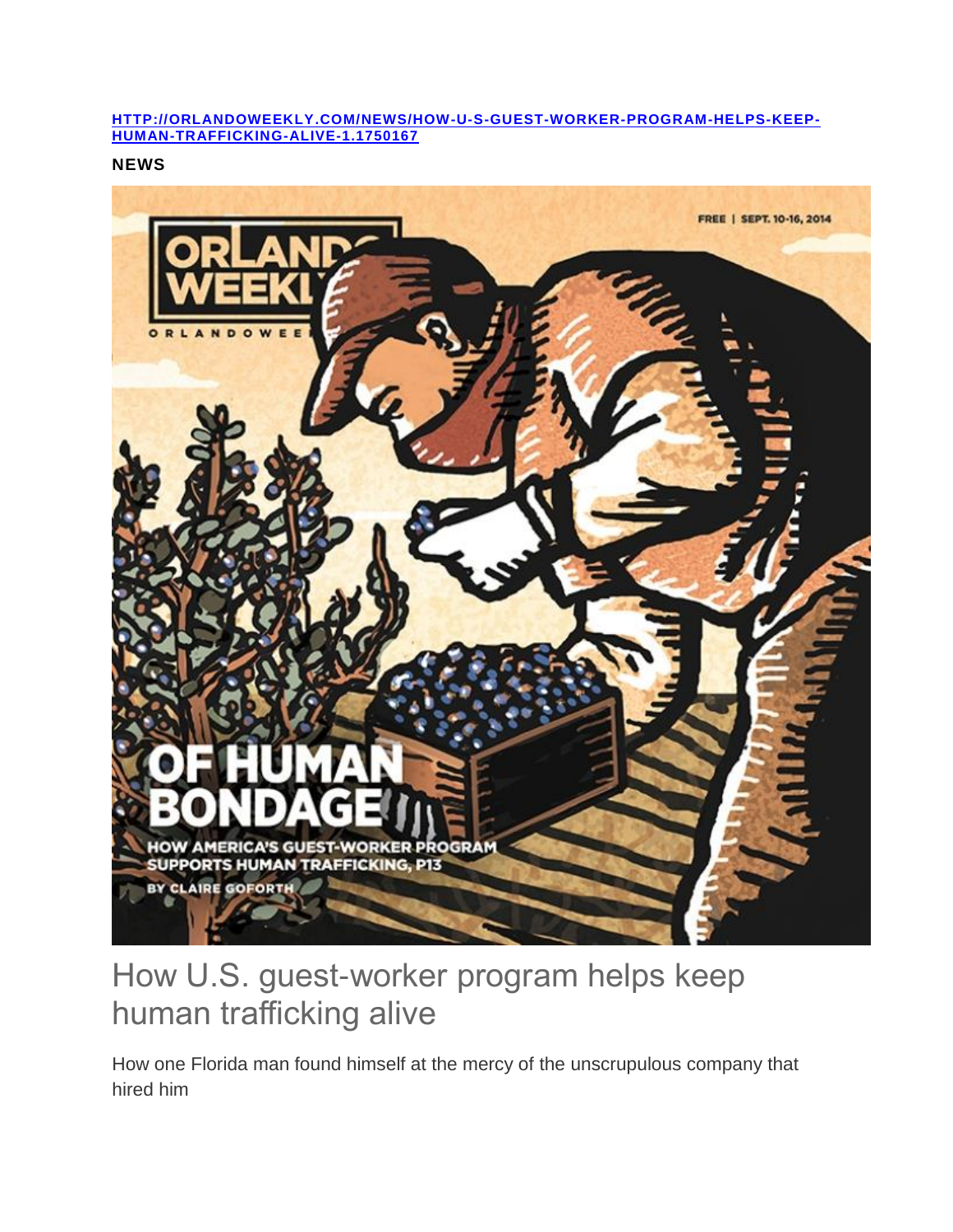[HTTP://ORLANDOWEEKLY.COM/NEWS/HOW-U-S-GUEST-WORKER-PROGRAM-HELPS-KEEP-HUMAN-TRAFFICKING-ALIVE-1.1750167](HTTP://ORLANDOWEEKLY.COM/NEWS/HOW-U-S-GUEST-WORKER-PROGRAM-HELPS-KEEP-HUMAN-TRAFFICKING-ALIVE-1.1750167)

**NEWS**

# How U.S. guest-worker program helps keep human trafficking alive

How one Florida man found himself at the mercy of the unscrupulous company that hired him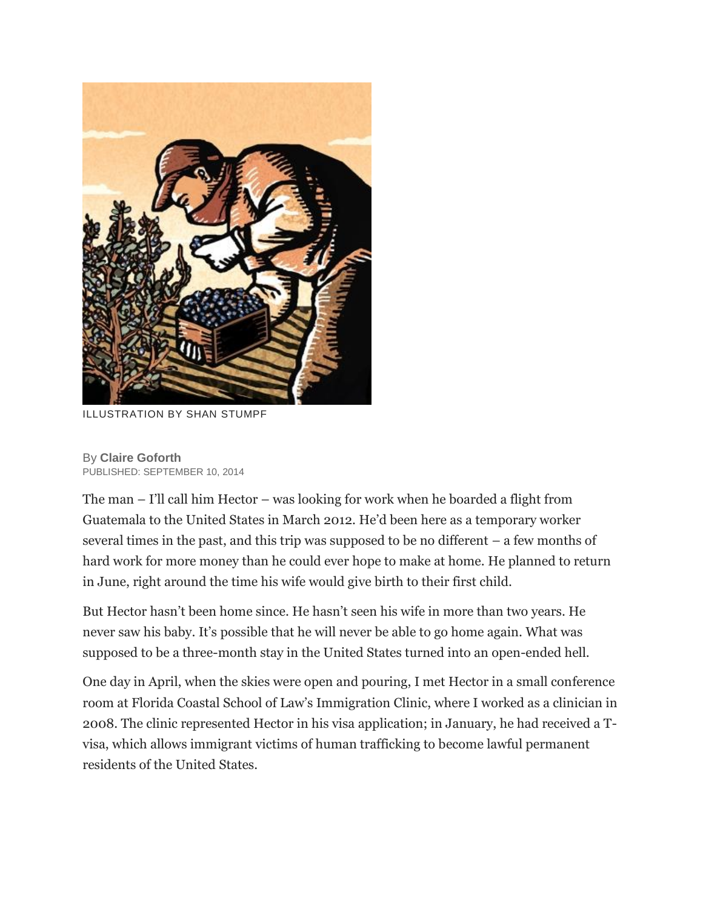ILLUSTRATION BY SHAN STUMPF

By **Claire Goforth**
PUBLISHED: SEPTEMBER 10, 2014

The man – I'll call him Hector – was looking for work when he boarded a flight from Guatemala to the United States in March 2012. He'd been here as a temporary worker several times in the past, and this trip was supposed to be no different – a few months of hard work for more money than he could ever hope to make at home. He planned to return in June, right around the time his wife would give birth to their first child.

But Hector hasn't been home since. He hasn't seen his wife in more than two years. He never saw his baby. It's possible that he will never be able to go home again. What was supposed to be a three-month stay in the United States turned into an open-ended hell.

One day in April, when the skies were open and pouring, I met Hector in a small conference room at Florida Coastal School of Law's Immigration Clinic, where I worked as a clinician in 2008. The clinic represented Hector in his visa application; in January, he had received a T-visa, which allows immigrant victims of human trafficking to become lawful permanent residents of the United States.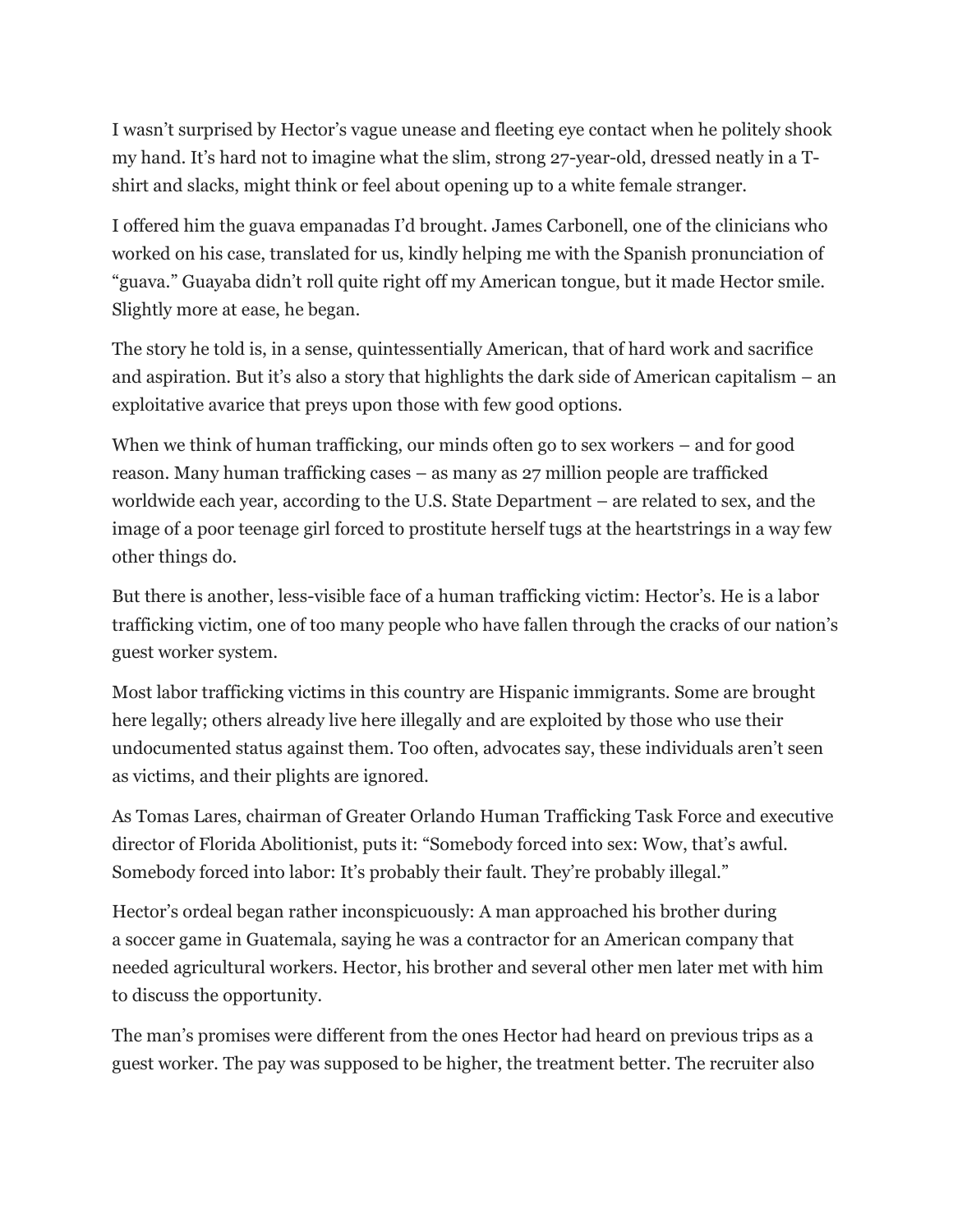I wasn't surprised by Hector's vague unease and fleeting eye contact when he politely shook my hand. It's hard not to imagine what the slim, strong 27-year-old, dressed neatly in a T-shirt and slacks, might think or feel about opening up to a white female stranger.

I offered him the guava empanadas I'd brought. James Carbonell, one of the clinicians who worked on his case, translated for us, kindly helping me with the Spanish pronunciation of "guava." Guayaba didn't roll quite right off my American tongue, but it made Hector smile. Slightly more at ease, he began.

The story he told is, in a sense, quintessentially American, that of hard work and sacrifice and aspiration. But it's also a story that highlights the dark side of American capitalism – an exploitative avarice that preys upon those with few good options.

When we think of human trafficking, our minds often go to sex workers – and for good reason. Many human trafficking cases – as many as 27 million people are trafficked worldwide each year, according to the U.S. State Department – are related to sex, and the image of a poor teenage girl forced to prostitute herself tugs at the heartstrings in a way few other things do.

But there is another, less-visible face of a human trafficking victim: Hector's. He is a labor trafficking victim, one of too many people who have fallen through the cracks of our nation's guest worker system.

Most labor trafficking victims in this country are Hispanic immigrants. Some are brought here legally; others already live here illegally and are exploited by those who use their undocumented status against them. Too often, advocates say, these individuals aren't seen as victims, and their plights are ignored.

As Tomas Lares, chairman of Greater Orlando Human Trafficking Task Force and executive director of Florida Abolitionist, puts it: "Somebody forced into sex: Wow, that's awful. Somebody forced into labor: It's probably their fault. They're probably illegal."

Hector's ordeal began rather inconspicuously: A man approached his brother during a soccer game in Guatemala, saying he was a contractor for an American company that needed agricultural workers. Hector, his brother and several other men later met with him to discuss the opportunity.

The man's promises were different from the ones Hector had heard on previous trips as a guest worker. The pay was supposed to be higher, the treatment better. The recruiter also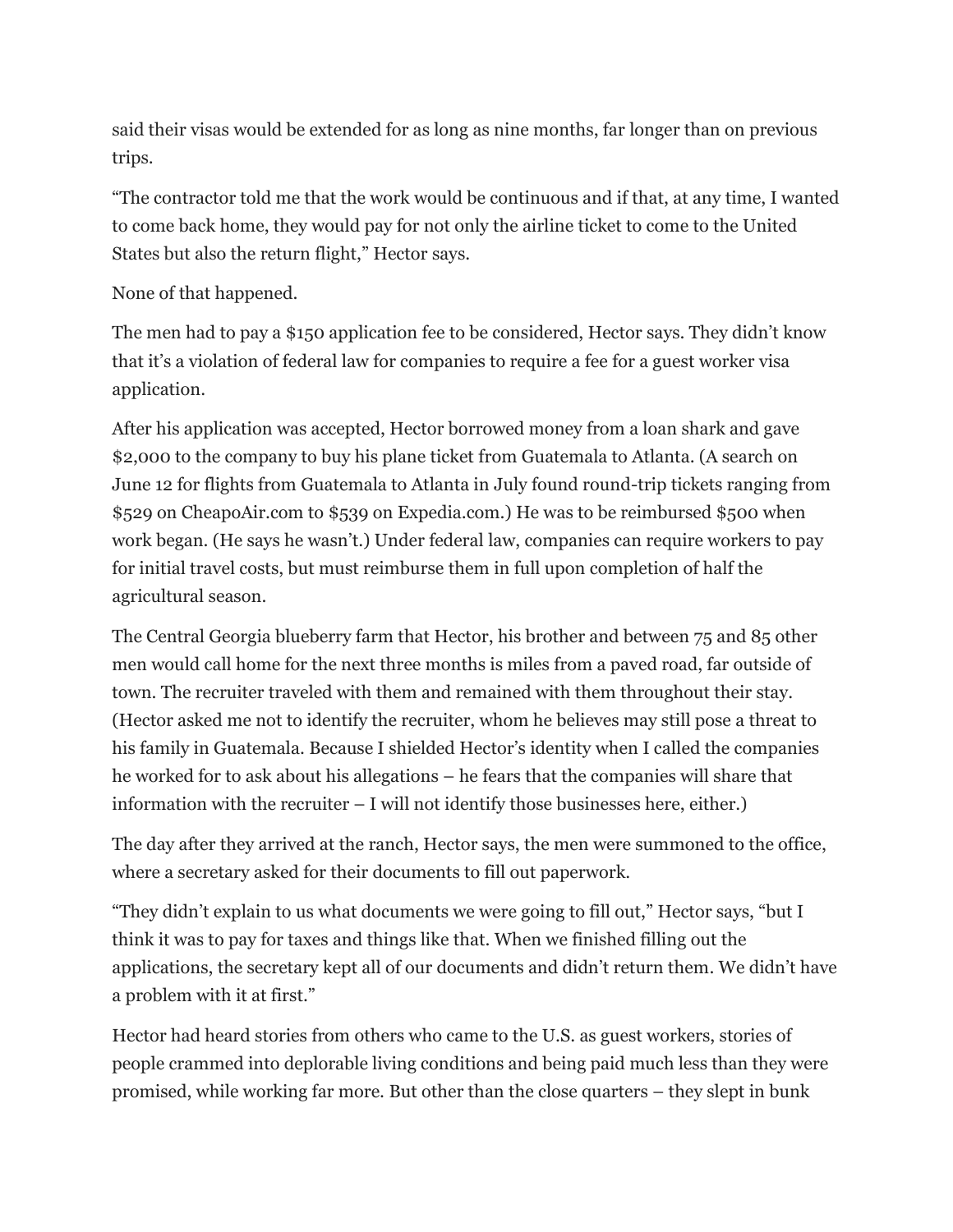said their visas would be extended for as long as nine months, far longer than on previous trips.

"The contractor told me that the work would be continuous and if that, at any time, I wanted to come back home, they would pay for not only the airline ticket to come to the United States but also the return flight," Hector says.

None of that happened.

The men had to pay a $150 application fee to be considered, Hector says. They didn't know that it's a violation of federal law for companies to require a fee for a guest worker visa application.

After his application was accepted, Hector borrowed money from a loan shark and gave $2,000 to the company to buy his plane ticket from Guatemala to Atlanta. (A search on June 12 for flights from Guatemala to Atlanta in July found round-trip tickets ranging from $529 on CheapoAir.com to $539 on Expedia.com.) He was to be reimbursed $500 when work began. (He says he wasn't.) Under federal law, companies can require workers to pay for initial travel costs, but must reimburse them in full upon completion of half the agricultural season.

The Central Georgia blueberry farm that Hector, his brother and between 75 and 85 other men would call home for the next three months is miles from a paved road, far outside of town. The recruiter traveled with them and remained with them throughout their stay. (Hector asked me not to identify the recruiter, whom he believes may still pose a threat to his family in Guatemala. Because I shielded Hector's identity when I called the companies he worked for to ask about his allegations – he fears that the companies will share that information with the recruiter – I will not identify those businesses here, either.)

The day after they arrived at the ranch, Hector says, the men were summoned to the office, where a secretary asked for their documents to fill out paperwork.

"They didn't explain to us what documents we were going to fill out," Hector says, "but I think it was to pay for taxes and things like that. When we finished filling out the applications, the secretary kept all of our documents and didn't return them. We didn't have a problem with it at first."

Hector had heard stories from others who came to the U.S. as guest workers, stories of people crammed into deplorable living conditions and being paid much less than they were promised, while working far more. But other than the close quarters – they slept in bunk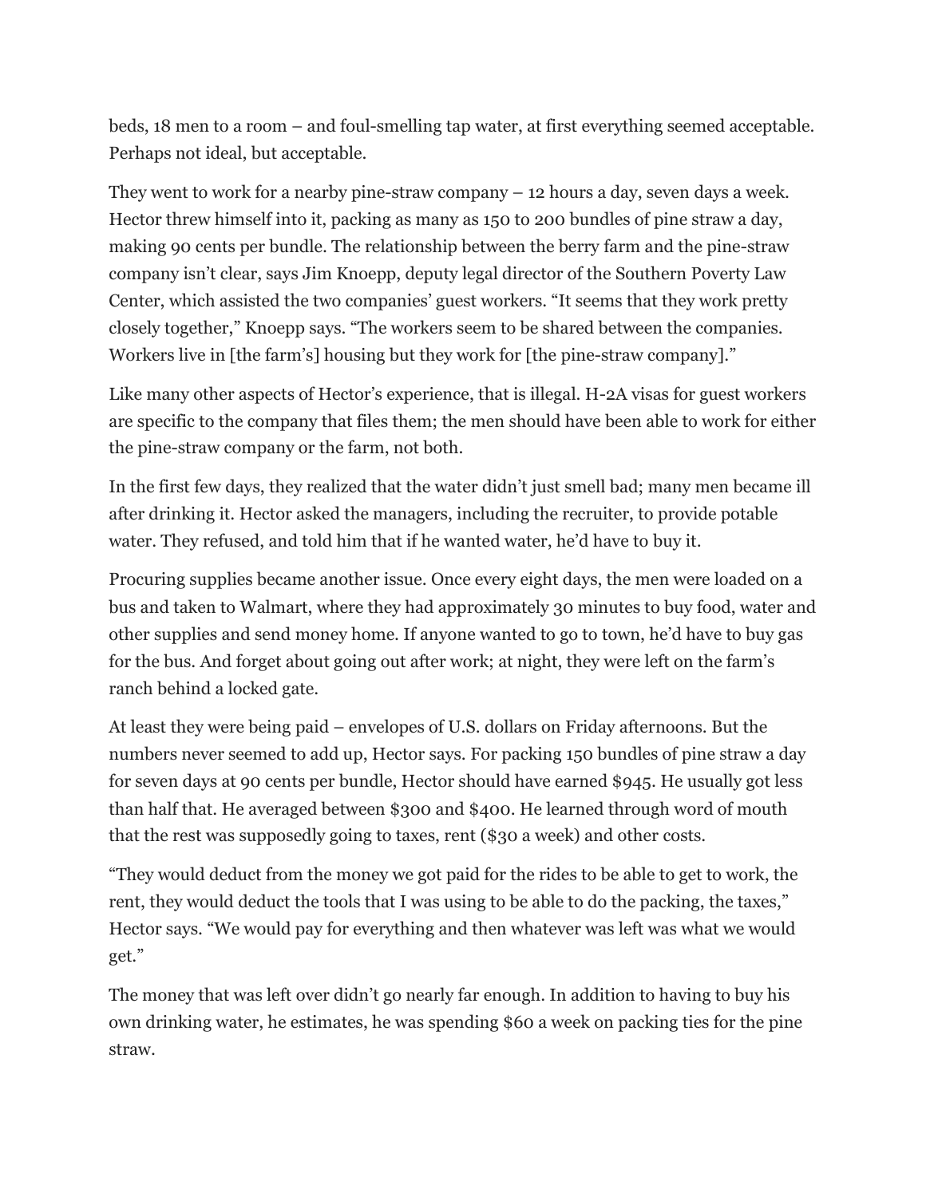beds, 18 men to a room – and foul-smelling tap water, at first everything seemed acceptable. Perhaps not ideal, but acceptable.

They went to work for a nearby pine-straw company – 12 hours a day, seven days a week. Hector threw himself into it, packing as many as 150 to 200 bundles of pine straw a day, making 90 cents per bundle. The relationship between the berry farm and the pine-straw company isn't clear, says Jim Knoepp, deputy legal director of the Southern Poverty Law Center, which assisted the two companies' guest workers. "It seems that they work pretty closely together," Knoepp says. "The workers seem to be shared between the companies. Workers live in [the farm's] housing but they work for [the pine-straw company]."

Like many other aspects of Hector's experience, that is illegal. H-2A visas for guest workers are specific to the company that files them; the men should have been able to work for either the pine-straw company or the farm, not both.

In the first few days, they realized that the water didn't just smell bad; many men became ill after drinking it. Hector asked the managers, including the recruiter, to provide potable water. They refused, and told him that if he wanted water, he'd have to buy it.

Procuring supplies became another issue. Once every eight days, the men were loaded on a bus and taken to Walmart, where they had approximately 30 minutes to buy food, water and other supplies and send money home. If anyone wanted to go to town, he'd have to buy gas for the bus. And forget about going out after work; at night, they were left on the farm's ranch behind a locked gate.

At least they were being paid – envelopes of U.S. dollars on Friday afternoons. But the numbers never seemed to add up, Hector says. For packing 150 bundles of pine straw a day for seven days at 90 cents per bundle, Hector should have earned $945. He usually got less than half that. He averaged between $300 and $400. He learned through word of mouth that the rest was supposedly going to taxes, rent ($30 a week) and other costs.

"They would deduct from the money we got paid for the rides to be able to get to work, the rent, they would deduct the tools that I was using to be able to do the packing, the taxes," Hector says. "We would pay for everything and then whatever was left was what we would get."

The money that was left over didn't go nearly far enough. In addition to having to buy his own drinking water, he estimates, he was spending $60 a week on packing ties for the pine straw.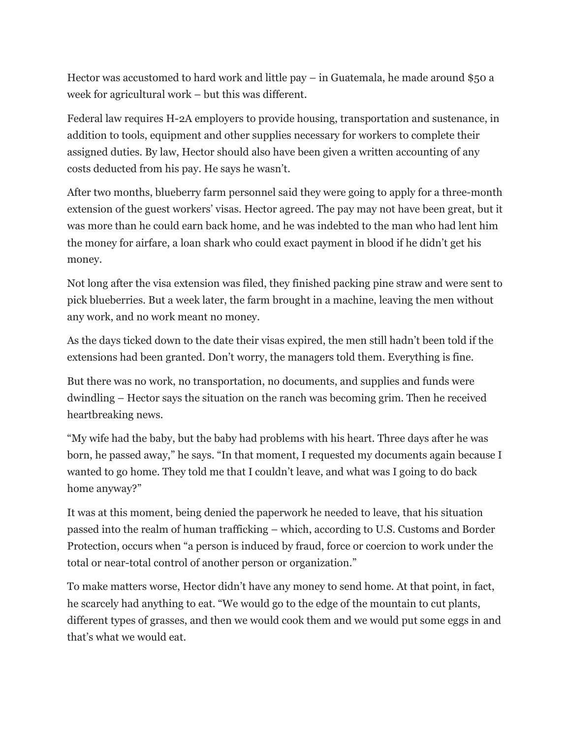Hector was accustomed to hard work and little pay – in Guatemala, he made around $50 a week for agricultural work – but this was different.

Federal law requires H-2A employers to provide housing, transportation and sustenance, in addition to tools, equipment and other supplies necessary for workers to complete their assigned duties. By law, Hector should also have been given a written accounting of any costs deducted from his pay. He says he wasn't.

After two months, blueberry farm personnel said they were going to apply for a three-month extension of the guest workers' visas. Hector agreed. The pay may not have been great, but it was more than he could earn back home, and he was indebted to the man who had lent him the money for airfare, a loan shark who could exact payment in blood if he didn't get his money.

Not long after the visa extension was filed, they finished packing pine straw and were sent to pick blueberries. But a week later, the farm brought in a machine, leaving the men without any work, and no work meant no money.

As the days ticked down to the date their visas expired, the men still hadn't been told if the extensions had been granted. Don't worry, the managers told them. Everything is fine.

But there was no work, no transportation, no documents, and supplies and funds were dwindling – Hector says the situation on the ranch was becoming grim. Then he received heartbreaking news.

"My wife had the baby, but the baby had problems with his heart. Three days after he was born, he passed away," he says. "In that moment, I requested my documents again because I wanted to go home. They told me that I couldn't leave, and what was I going to do back home anyway?"

It was at this moment, being denied the paperwork he needed to leave, that his situation passed into the realm of human trafficking – which, according to U.S. Customs and Border Protection, occurs when "a person is induced by fraud, force or coercion to work under the total or near-total control of another person or organization."

To make matters worse, Hector didn't have any money to send home. At that point, in fact, he scarcely had anything to eat. "We would go to the edge of the mountain to cut plants, different types of grasses, and then we would cook them and we would put some eggs in and that's what we would eat.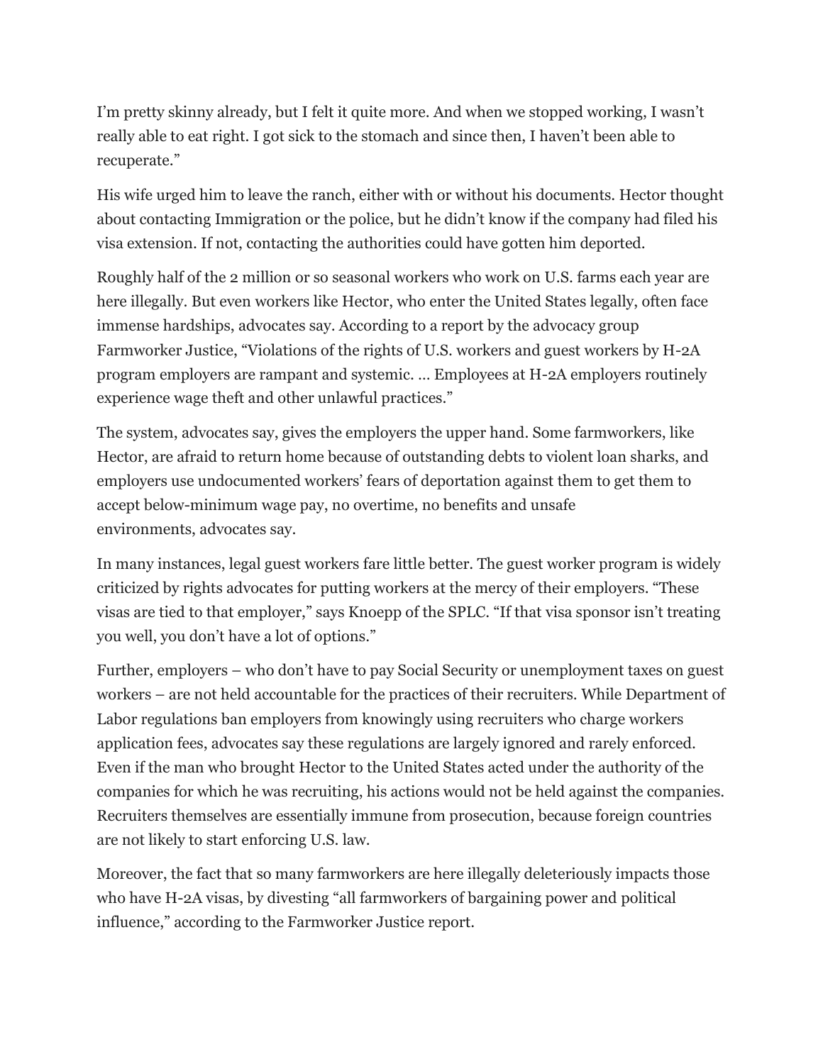I'm pretty skinny already, but I felt it quite more. And when we stopped working, I wasn't really able to eat right. I got sick to the stomach and since then, I haven't been able to recuperate."

His wife urged him to leave the ranch, either with or without his documents. Hector thought about contacting Immigration or the police, but he didn't know if the company had filed his visa extension. If not, contacting the authorities could have gotten him deported.

Roughly half of the 2 million or so seasonal workers who work on U.S. farms each year are here illegally. But even workers like Hector, who enter the United States legally, often face immense hardships, advocates say. According to a report by the advocacy group Farmworker Justice, "Violations of the rights of U.S. workers and guest workers by H-2A program employers are rampant and systemic. … Employees at H-2A employers routinely experience wage theft and other unlawful practices."

The system, advocates say, gives the employers the upper hand. Some farmworkers, like Hector, are afraid to return home because of outstanding debts to violent loan sharks, and employers use undocumented workers' fears of deportation against them to get them to accept below-minimum wage pay, no overtime, no benefits and unsafe environments, advocates say.

In many instances, legal guest workers fare little better. The guest worker program is widely criticized by rights advocates for putting workers at the mercy of their employers. "These visas are tied to that employer," says Knoepp of the SPLC. "If that visa sponsor isn't treating you well, you don't have a lot of options."

Further, employers – who don't have to pay Social Security or unemployment taxes on guest workers – are not held accountable for the practices of their recruiters. While Department of Labor regulations ban employers from knowingly using recruiters who charge workers application fees, advocates say these regulations are largely ignored and rarely enforced. Even if the man who brought Hector to the United States acted under the authority of the companies for which he was recruiting, his actions would not be held against the companies. Recruiters themselves are essentially immune from prosecution, because foreign countries are not likely to start enforcing U.S. law.

Moreover, the fact that so many farmworkers are here illegally deleteriously impacts those who have H-2A visas, by divesting "all farmworkers of bargaining power and political influence," according to the Farmworker Justice report.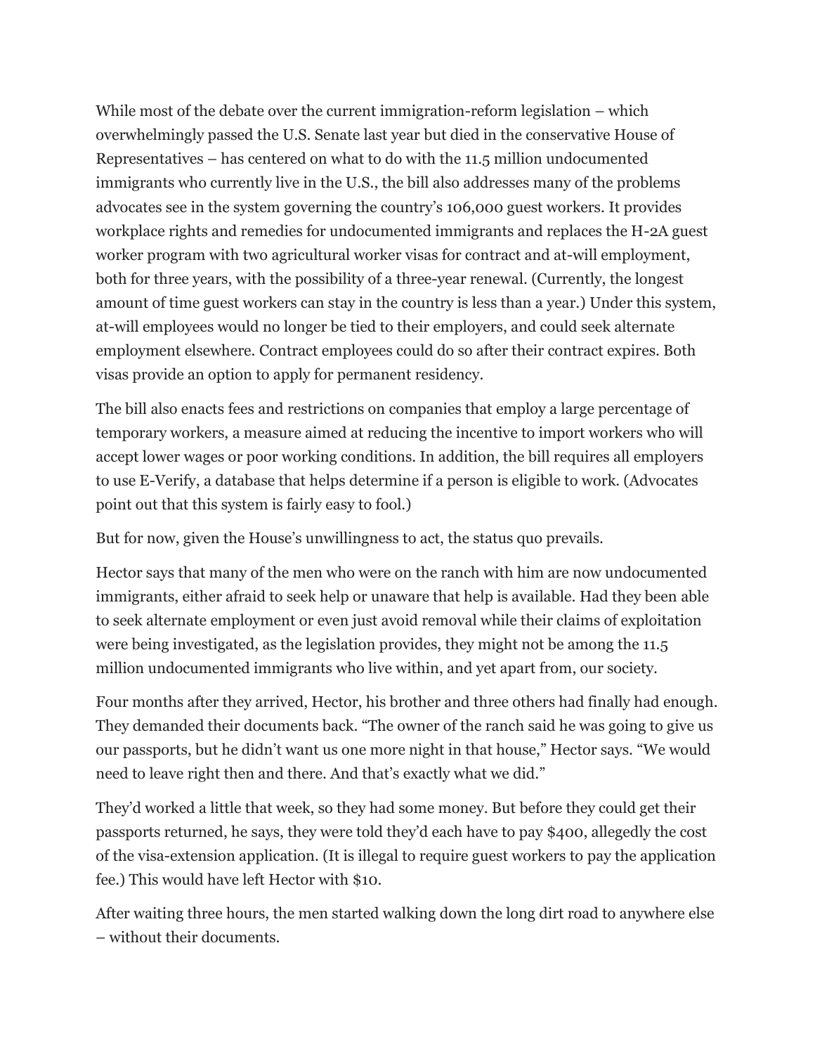While most of the debate over the current immigration-reform legislation – which overwhelmingly passed the U.S. Senate last year but died in the conservative House of Representatives – has centered on what to do with the 11.5 million undocumented immigrants who currently live in the U.S., the bill also addresses many of the problems advocates see in the system governing the country's 106,000 guest workers. It provides workplace rights and remedies for undocumented immigrants and replaces the H-2A guest worker program with two agricultural worker visas for contract and at-will employment, both for three years, with the possibility of a three-year renewal. (Currently, the longest amount of time guest workers can stay in the country is less than a year.) Under this system, at-will employees would no longer be tied to their employers, and could seek alternate employment elsewhere. Contract employees could do so after their contract expires. Both visas provide an option to apply for permanent residency.

The bill also enacts fees and restrictions on companies that employ a large percentage of temporary workers, a measure aimed at reducing the incentive to import workers who will accept lower wages or poor working conditions. In addition, the bill requires all employers to use E-Verify, a database that helps determine if a person is eligible to work. (Advocates point out that this system is fairly easy to fool.)

But for now, given the House's unwillingness to act, the status quo prevails.

Hector says that many of the men who were on the ranch with him are now undocumented immigrants, either afraid to seek help or unaware that help is available. Had they been able to seek alternate employment or even just avoid removal while their claims of exploitation were being investigated, as the legislation provides, they might not be among the 11.5 million undocumented immigrants who live within, and yet apart from, our society.

Four months after they arrived, Hector, his brother and three others had finally had enough. They demanded their documents back. "The owner of the ranch said he was going to give us our passports, but he didn't want us one more night in that house," Hector says. "We would need to leave right then and there. And that's exactly what we did."

They'd worked a little that week, so they had some money. But before they could get their passports returned, he says, they were told they'd each have to pay $400, allegedly the cost of the visa-extension application. (It is illegal to require guest workers to pay the application fee.) This would have left Hector with $10.

After waiting three hours, the men started walking down the long dirt road to anywhere else – without their documents.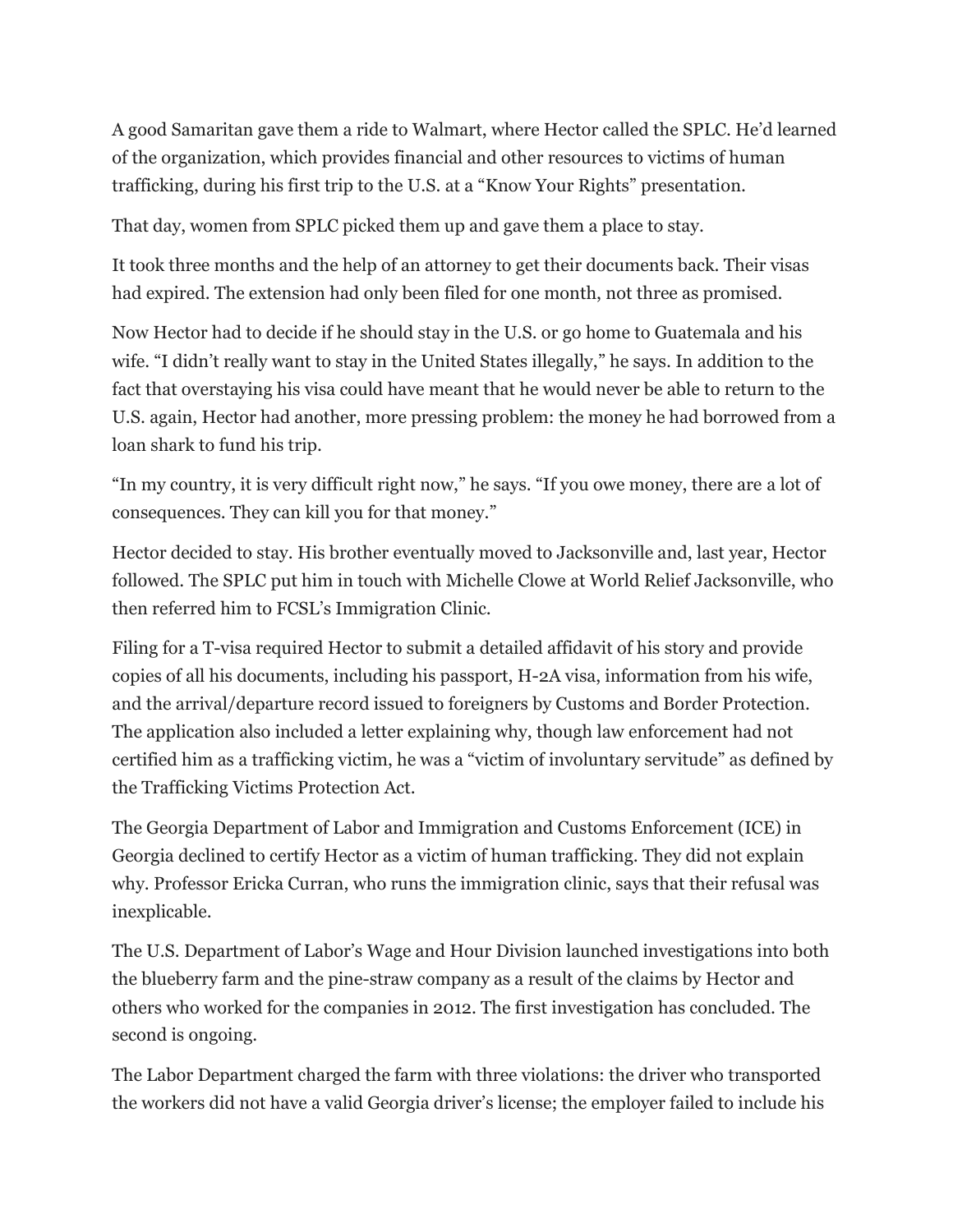A good Samaritan gave them a ride to Walmart, where Hector called the SPLC. He'd learned of the organization, which provides financial and other resources to victims of human trafficking, during his first trip to the U.S. at a "Know Your Rights" presentation.

That day, women from SPLC picked them up and gave them a place to stay.

It took three months and the help of an attorney to get their documents back. Their visas had expired. The extension had only been filed for one month, not three as promised.

Now Hector had to decide if he should stay in the U.S. or go home to Guatemala and his wife. "I didn't really want to stay in the United States illegally," he says. In addition to the fact that overstaying his visa could have meant that he would never be able to return to the U.S. again, Hector had another, more pressing problem: the money he had borrowed from a loan shark to fund his trip.

"In my country, it is very difficult right now," he says. "If you owe money, there are a lot of consequences. They can kill you for that money."

Hector decided to stay. His brother eventually moved to Jacksonville and, last year, Hector followed. The SPLC put him in touch with Michelle Clowe at World Relief Jacksonville, who then referred him to FCSL's Immigration Clinic.

Filing for a T-visa required Hector to submit a detailed affidavit of his story and provide copies of all his documents, including his passport, H-2A visa, information from his wife, and the arrival/departure record issued to foreigners by Customs and Border Protection. The application also included a letter explaining why, though law enforcement had not certified him as a trafficking victim, he was a "victim of involuntary servitude" as defined by the Trafficking Victims Protection Act.

The Georgia Department of Labor and Immigration and Customs Enforcement (ICE) in Georgia declined to certify Hector as a victim of human trafficking. They did not explain why. Professor Ericka Curran, who runs the immigration clinic, says that their refusal was inexplicable.

The U.S. Department of Labor's Wage and Hour Division launched investigations into both the blueberry farm and the pine-straw company as a result of the claims by Hector and others who worked for the companies in 2012. The first investigation has concluded. The second is ongoing.

The Labor Department charged the farm with three violations: the driver who transported the workers did not have a valid Georgia driver's license; the employer failed to include his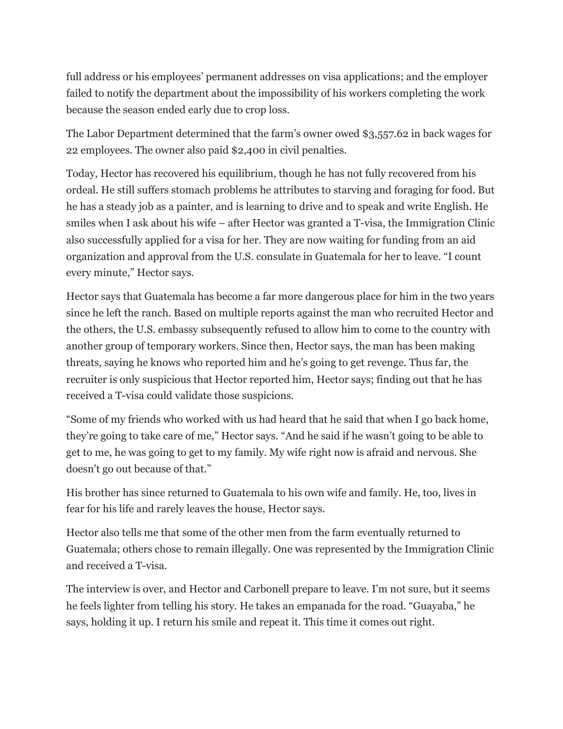full address or his employees' permanent addresses on visa applications; and the employer failed to notify the department about the impossibility of his workers completing the work because the season ended early due to crop loss.

The Labor Department determined that the farm's owner owed $3,557.62 in back wages for 22 employees. The owner also paid $2,400 in civil penalties.

Today, Hector has recovered his equilibrium, though he has not fully recovered from his ordeal. He still suffers stomach problems he attributes to starving and foraging for food. But he has a steady job as a painter, and is learning to drive and to speak and write English. He smiles when I ask about his wife – after Hector was granted a T-visa, the Immigration Clinic also successfully applied for a visa for her. They are now waiting for funding from an aid organization and approval from the U.S. consulate in Guatemala for her to leave. "I count every minute," Hector says.

Hector says that Guatemala has become a far more dangerous place for him in the two years since he left the ranch. Based on multiple reports against the man who recruited Hector and the others, the U.S. embassy subsequently refused to allow him to come to the country with another group of temporary workers. Since then, Hector says, the man has been making threats, saying he knows who reported him and he's going to get revenge. Thus far, the recruiter is only suspicious that Hector reported him, Hector says; finding out that he has received a T-visa could validate those suspicions.

"Some of my friends who worked with us had heard that he said that when I go back home, they're going to take care of me," Hector says. "And he said if he wasn't going to be able to get to me, he was going to get to my family. My wife right now is afraid and nervous. She doesn't go out because of that."

His brother has since returned to Guatemala to his own wife and family. He, too, lives in fear for his life and rarely leaves the house, Hector says.

Hector also tells me that some of the other men from the farm eventually returned to Guatemala; others chose to remain illegally. One was represented by the Immigration Clinic and received a T-visa.

The interview is over, and Hector and Carbonell prepare to leave. I'm not sure, but it seems he feels lighter from telling his story. He takes an empanada for the road. "Guayaba," he says, holding it up. I return his smile and repeat it. This time it comes out right.